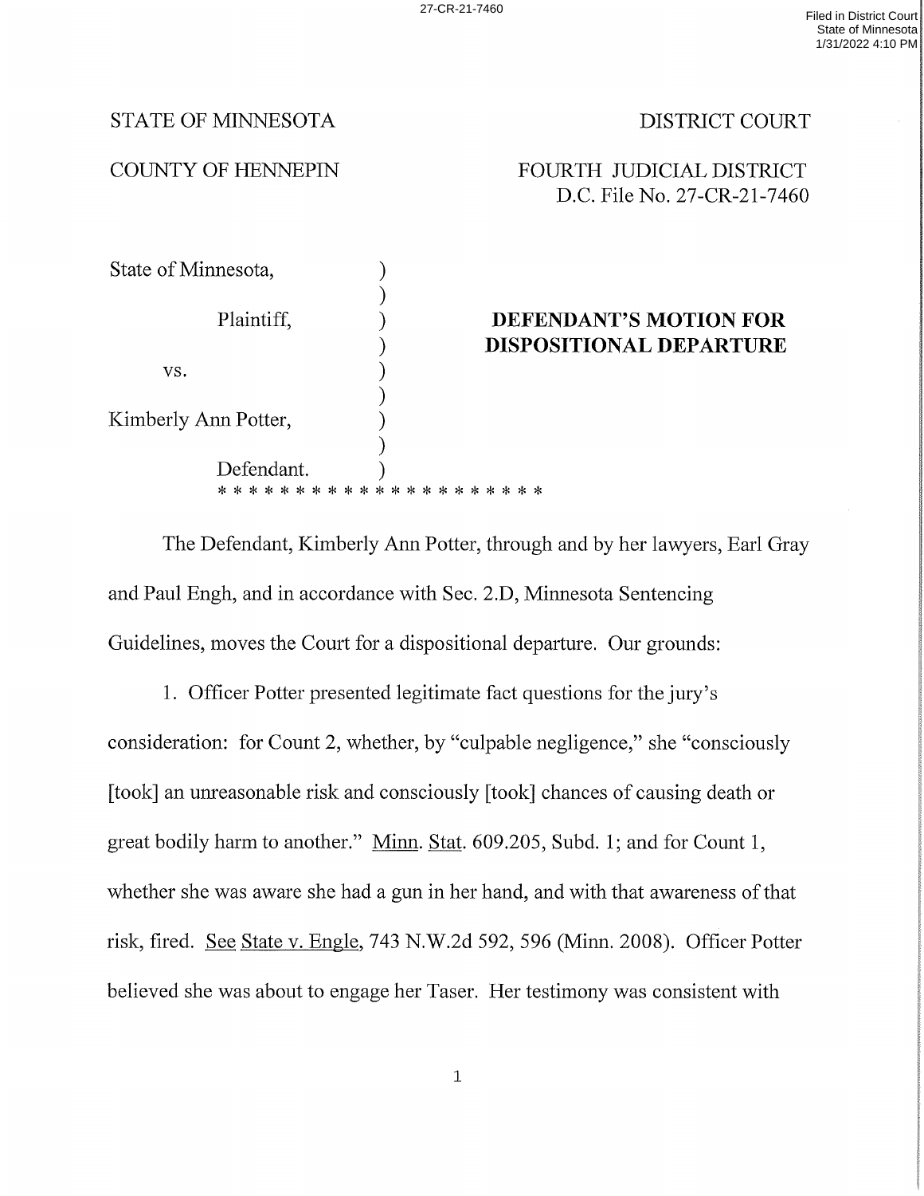STATE OF MINNESOTA　　　　　　　　　　　　DISTRICT COURT

COUNTY OF HENNEPIN　　　　　　　　FOURTH JUDICIAL DISTRICT
D.C. File No. 27-CR-21-7460

State of Minnesota,

Plaintiff,

vs.

Kimberly Ann Potter,

Defendant.

**DEFENDANT'S MOTION FOR DISPOSITIONAL DEPARTURE**

* * * * * * * * * * * * * * * * * * * *

The Defendant, Kimberly Ann Potter, through and by her lawyers, Earl Gray and Paul Engh, and in accordance with Sec. 2.D, Minnesota Sentencing Guidelines, moves the Court for a dispositional departure. Our grounds:

1. Officer Potter presented legitimate fact questions for the jury's consideration: for Count 2, whether, by "culpable negligence," she "consciously [took] an unreasonable risk and consciously [took] chances of causing death or great bodily harm to another." Minn. Stat. 609.205, Subd. 1; and for Count 1, whether she was aware she had a gun in her hand, and with that awareness of that risk, fired. See State v. Engle, 743 N.W.2d 592, 596 (Minn. 2008). Officer Potter believed she was about to engage her Taser. Her testimony was consistent with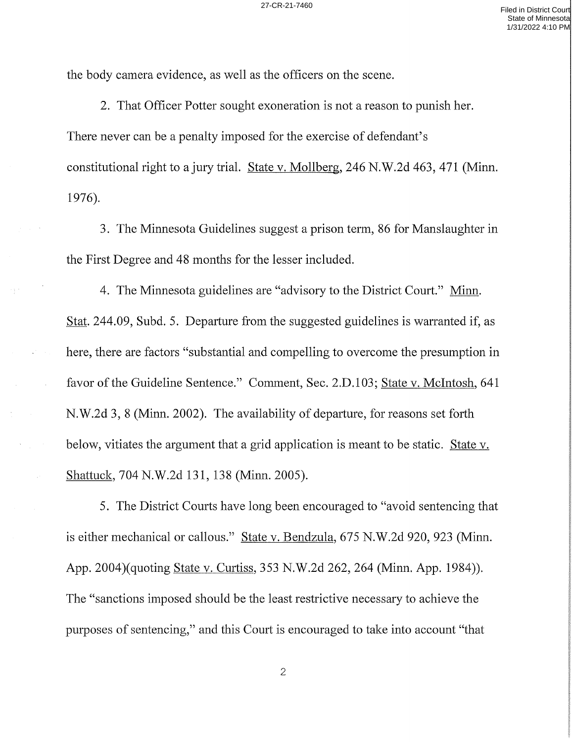the body camera evidence, as well as the officers on the scene.

2. That Officer Potter sought exoneration is not a reason to punish her. There never can be a penalty imposed for the exercise of defendant's constitutional right to a jury trial. State v. Mollberg, 246 N.W.2d 463, 471 (Minn. 1976).

3. The Minnesota Guidelines suggest a prison term, 86 for Manslaughter in the First Degree and 48 months for the lesser included.

4. The Minnesota guidelines are "advisory to the District Court." Minn. Stat. 244.09, Subd. 5. Departure from the suggested guidelines is warranted if, as here, there are factors "substantial and compelling to overcome the presumption in favor of the Guideline Sentence." Comment, Sec. 2.D.103; State v. McIntosh, 641 N.W.2d 3, 8 (Minn. 2002). The availability of departure, for reasons set forth below, vitiates the argument that a grid application is meant to be static. State v. Shattuck, 704 N.W.2d 131, 138 (Minn. 2005).

5. The District Courts have long been encouraged to "avoid sentencing that is either mechanical or callous." State v. Bendzula, 675 N.W.2d 920, 923 (Minn. App. 2004)(quoting State v. Curtiss, 353 N.W.2d 262, 264 (Minn. App. 1984)). The "sanctions imposed should be the least restrictive necessary to achieve the purposes of sentencing," and this Court is encouraged to take into account "that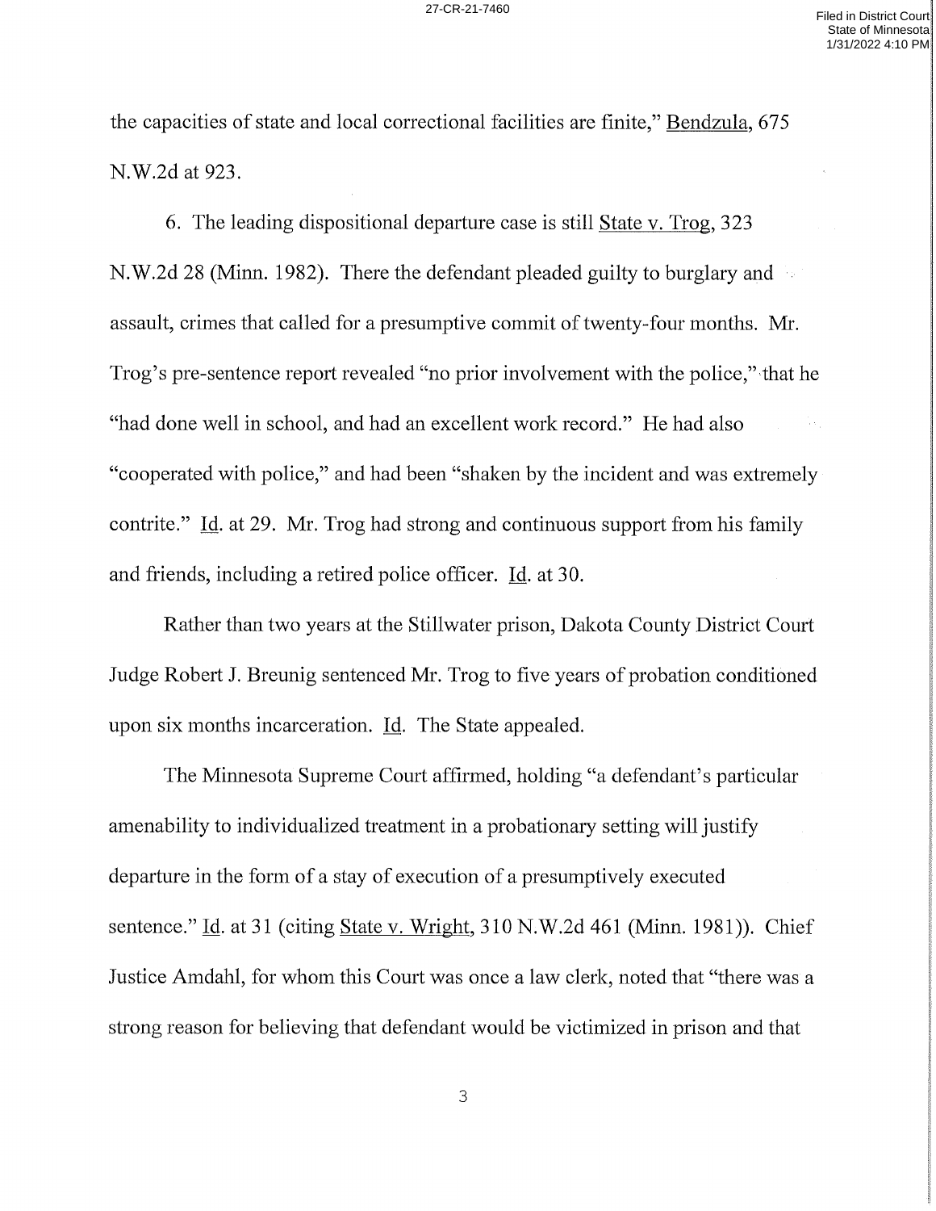the capacities of state and local correctional facilities are finite," Bendzula, 675 N.W.2d at 923.

6. The leading dispositional departure case is still State v. Trog, 323 N.W.2d 28 (Minn. 1982). There the defendant pleaded guilty to burglary and assault, crimes that called for a presumptive commit of twenty-four months. Mr. Trog's pre-sentence report revealed "no prior involvement with the police," that he "had done well in school, and had an excellent work record." He had also "cooperated with police," and had been "shaken by the incident and was extremely contrite." Id. at 29. Mr. Trog had strong and continuous support from his family and friends, including a retired police officer. Id. at 30.

Rather than two years at the Stillwater prison, Dakota County District Court Judge Robert J. Breunig sentenced Mr. Trog to five years of probation conditioned upon six months incarceration. Id. The State appealed.

The Minnesota Supreme Court affirmed, holding "a defendant's particular amenability to individualized treatment in a probationary setting will justify departure in the form of a stay of execution of a presumptively executed sentence." Id. at 31 (citing State v. Wright, 310 N.W.2d 461 (Minn. 1981)). Chief Justice Amdahl, for whom this Court was once a law clerk, noted that "there was a strong reason for believing that defendant would be victimized in prison and that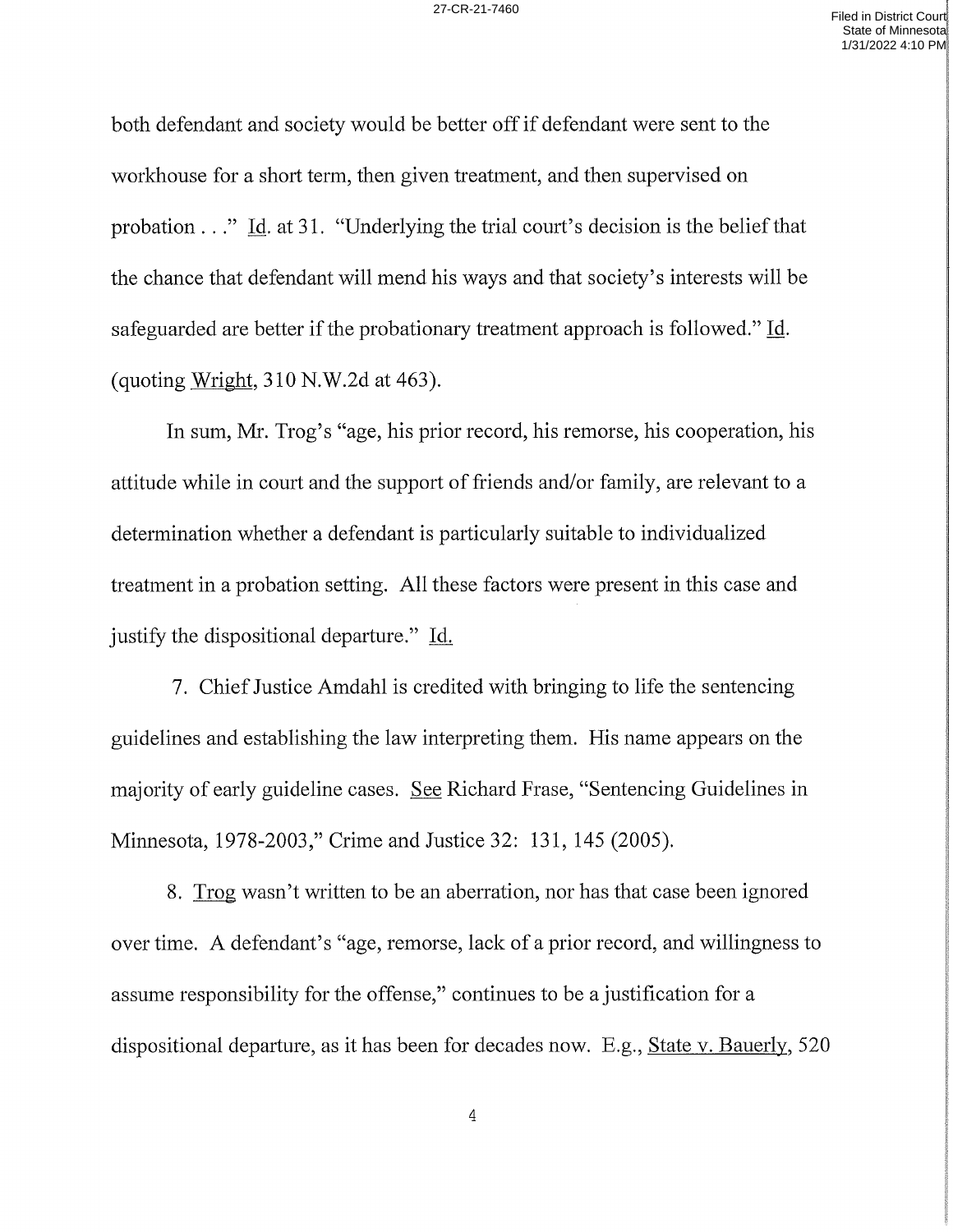both defendant and society would be better off if defendant were sent to the workhouse for a short term, then given treatment, and then supervised on probation . . ." Id. at 31. "Underlying the trial court's decision is the belief that the chance that defendant will mend his ways and that society's interests will be safeguarded are better if the probationary treatment approach is followed." Id. (quoting Wright, 310 N.W.2d at 463).

In sum, Mr. Trog's "age, his prior record, his remorse, his cooperation, his attitude while in court and the support of friends and/or family, are relevant to a determination whether a defendant is particularly suitable to individualized treatment in a probation setting. All these factors were present in this case and justify the dispositional departure." Id.

7. Chief Justice Amdahl is credited with bringing to life the sentencing guidelines and establishing the law interpreting them. His name appears on the majority of early guideline cases. See Richard Frase, "Sentencing Guidelines in Minnesota, 1978-2003," Crime and Justice 32: 131, 145 (2005).

8. Trog wasn't written to be an aberration, nor has that case been ignored over time. A defendant's "age, remorse, lack of a prior record, and willingness to assume responsibility for the offense," continues to be a justification for a dispositional departure, as it has been for decades now. E.g., State v. Bauerly, 520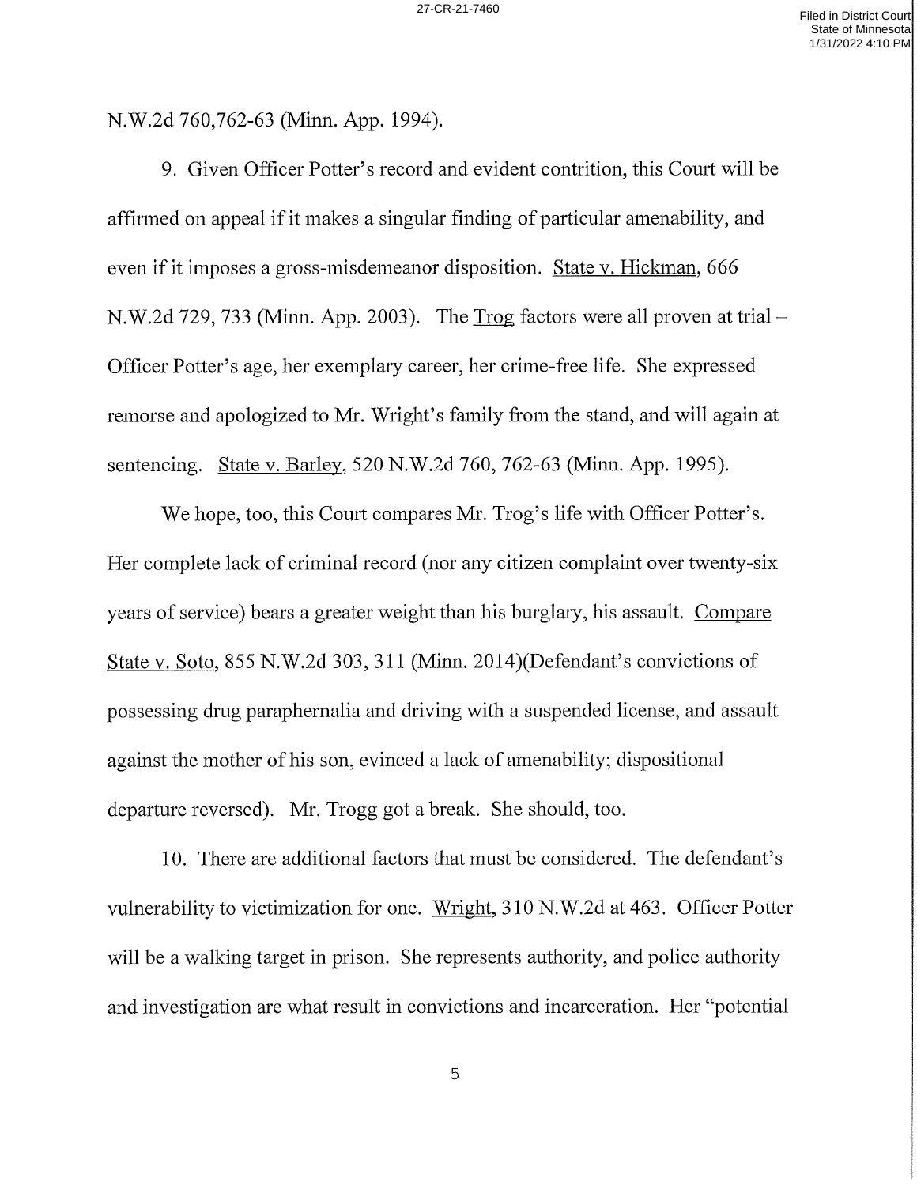N.W.2d 760,762-63 (Minn. App. 1994).

9. Given Officer Potter's record and evident contrition, this Court will be affirmed on appeal if it makes a singular finding of particular amenability, and even if it imposes a gross-misdemeanor disposition. State v. Hickman, 666 N.W.2d 729, 733 (Minn. App. 2003). The Trog factors were all proven at trial – Officer Potter's age, her exemplary career, her crime-free life. She expressed remorse and apologized to Mr. Wright's family from the stand, and will again at sentencing. State v. Barley, 520 N.W.2d 760, 762-63 (Minn. App. 1995).

We hope, too, this Court compares Mr. Trog's life with Officer Potter's. Her complete lack of criminal record (nor any citizen complaint over twenty-six years of service) bears a greater weight than his burglary, his assault. Compare State v. Soto, 855 N.W.2d 303, 311 (Minn. 2014)(Defendant's convictions of possessing drug paraphernalia and driving with a suspended license, and assault against the mother of his son, evinced a lack of amenability; dispositional departure reversed). Mr. Trogg got a break. She should, too.

10. There are additional factors that must be considered. The defendant's vulnerability to victimization for one. Wright, 310 N.W.2d at 463. Officer Potter will be a walking target in prison. She represents authority, and police authority and investigation are what result in convictions and incarceration. Her "potential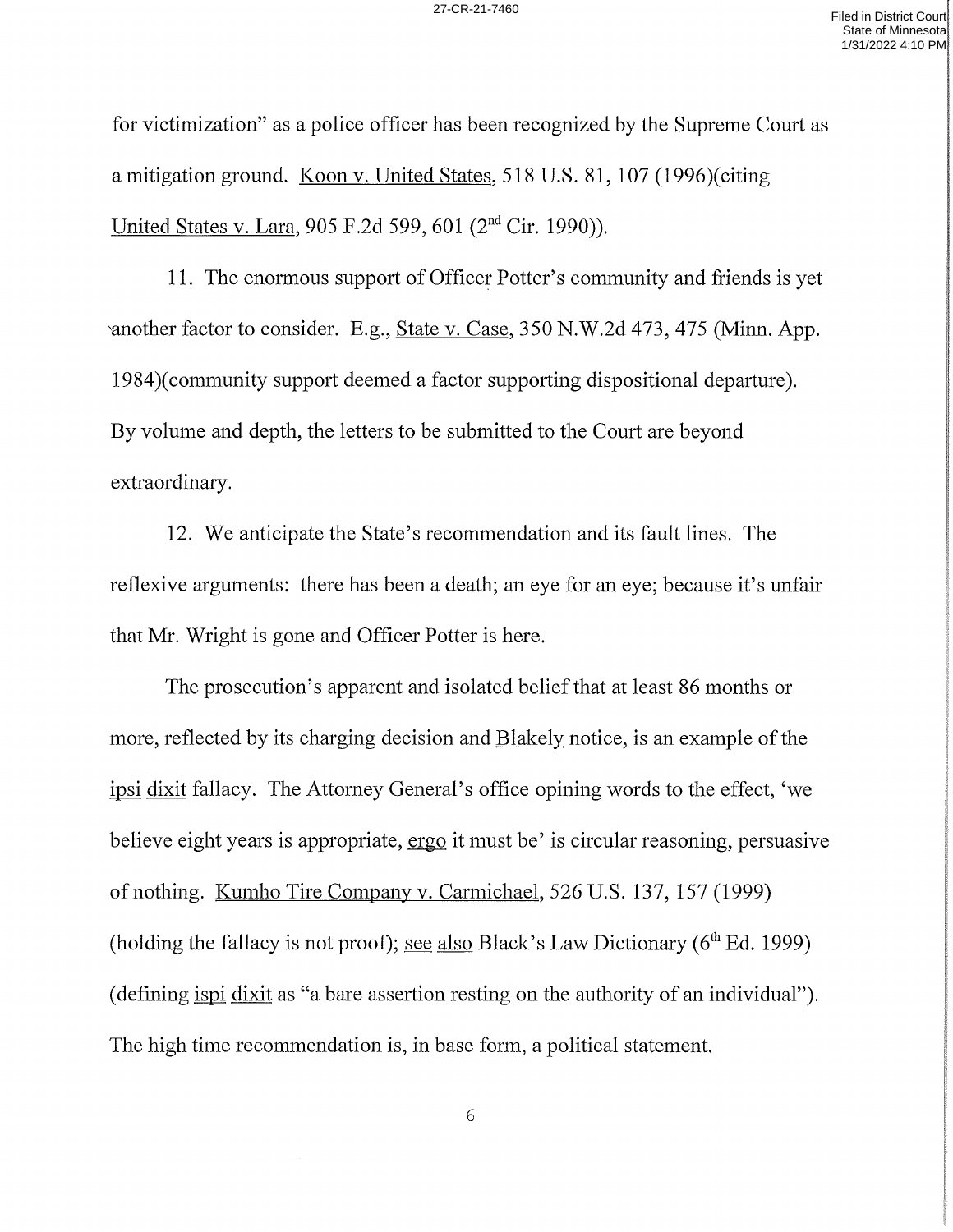for victimization" as a police officer has been recognized by the Supreme Court as a mitigation ground. Koon v. United States, 518 U.S. 81, 107 (1996)(citing United States v. Lara, 905 F.2d 599, 601 (2nd Cir. 1990)).

11. The enormous support of Officer Potter's community and friends is yet another factor to consider. E.g., State v. Case, 350 N.W.2d 473, 475 (Minn. App. 1984)(community support deemed a factor supporting dispositional departure). By volume and depth, the letters to be submitted to the Court are beyond extraordinary.

12. We anticipate the State's recommendation and its fault lines. The reflexive arguments: there has been a death; an eye for an eye; because it's unfair that Mr. Wright is gone and Officer Potter is here.

The prosecution's apparent and isolated belief that at least 86 months or more, reflected by its charging decision and Blakely notice, is an example of the ipsi dixit fallacy. The Attorney General's office opining words to the effect, 'we believe eight years is appropriate, ergo it must be' is circular reasoning, persuasive of nothing. Kumho Tire Company v. Carmichael, 526 U.S. 137, 157 (1999) (holding the fallacy is not proof); see also Black's Law Dictionary (6th Ed. 1999) (defining ispi dixit as "a bare assertion resting on the authority of an individual"). The high time recommendation is, in base form, a political statement.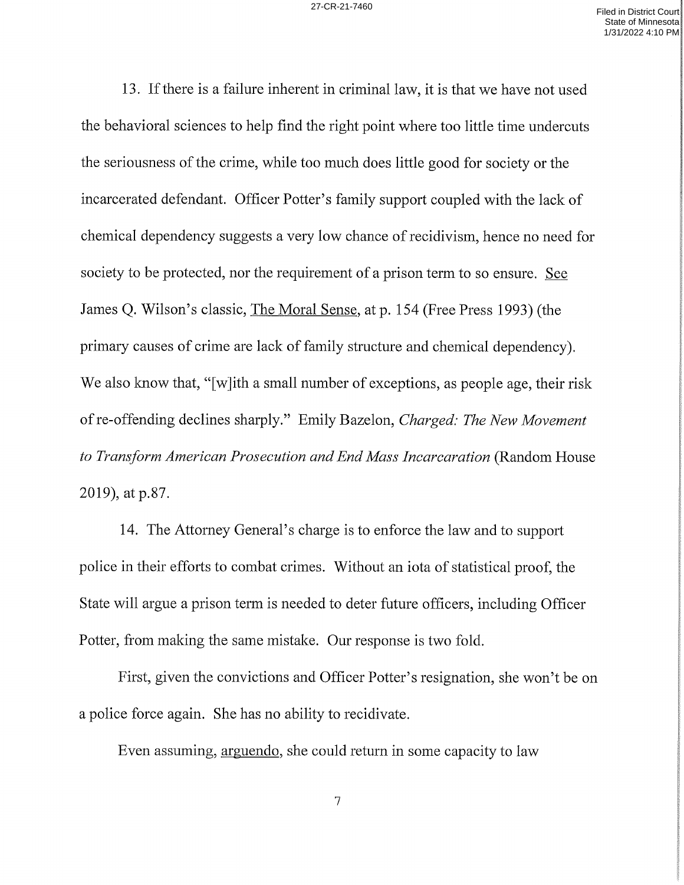13. If there is a failure inherent in criminal law, it is that we have not used the behavioral sciences to help find the right point where too little time undercuts the seriousness of the crime, while too much does little good for society or the incarcerated defendant. Officer Potter's family support coupled with the lack of chemical dependency suggests a very low chance of recidivism, hence no need for society to be protected, nor the requirement of a prison term to so ensure. See James Q. Wilson's classic, The Moral Sense, at p. 154 (Free Press 1993) (the primary causes of crime are lack of family structure and chemical dependency). We also know that, "[w]ith a small number of exceptions, as people age, their risk of re-offending declines sharply." Emily Bazelon, *Charged: The New Movement to Transform American Prosecution and End Mass Incarceration* (Random House 2019), at p.87.

14. The Attorney General's charge is to enforce the law and to support police in their efforts to combat crimes. Without an iota of statistical proof, the State will argue a prison term is needed to deter future officers, including Officer Potter, from making the same mistake. Our response is two fold.

First, given the convictions and Officer Potter's resignation, she won't be on a police force again. She has no ability to recidivate.

Even assuming, arguendo, she could return in some capacity to law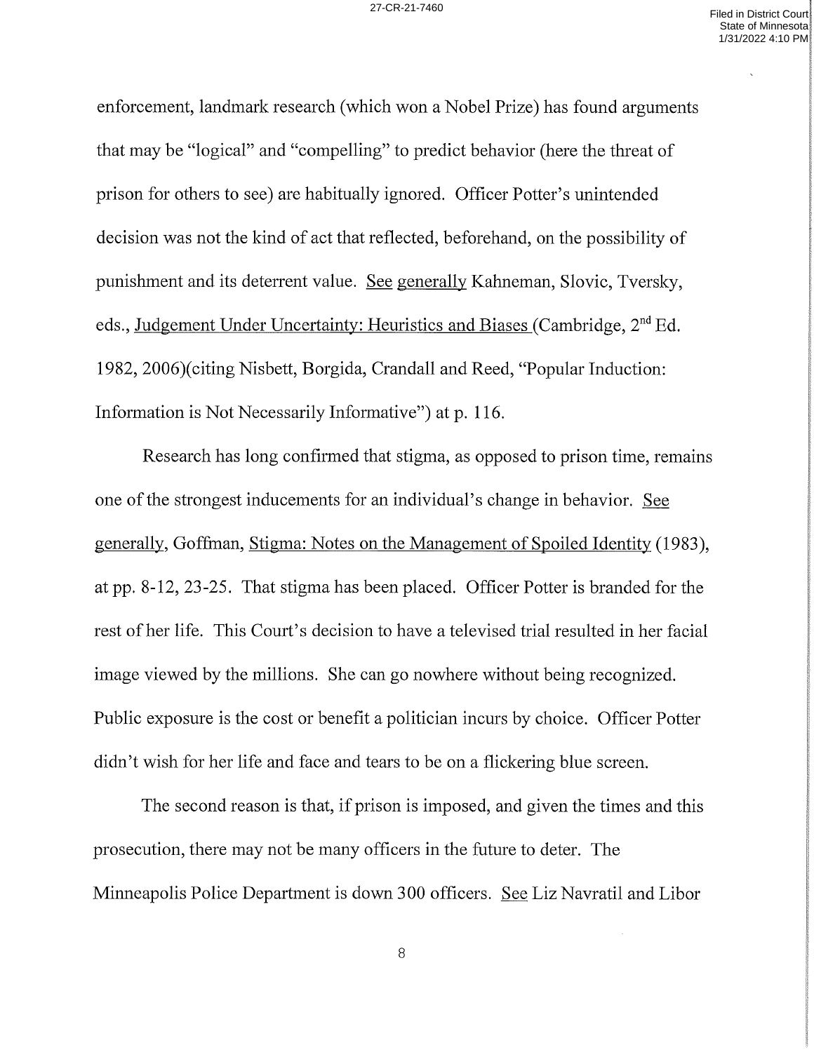enforcement, landmark research (which won a Nobel Prize) has found arguments that may be "logical" and "compelling" to predict behavior (here the threat of prison for others to see) are habitually ignored. Officer Potter's unintended decision was not the kind of act that reflected, beforehand, on the possibility of punishment and its deterrent value. See generally Kahneman, Slovic, Tversky, eds., Judgement Under Uncertainty: Heuristics and Biases (Cambridge, 2nd Ed. 1982, 2006)(citing Nisbett, Borgida, Crandall and Reed, "Popular Induction: Information is Not Necessarily Informative") at p. 116.

Research has long confirmed that stigma, as opposed to prison time, remains one of the strongest inducements for an individual's change in behavior. See generally, Goffman, Stigma: Notes on the Management of Spoiled Identity (1983), at pp. 8-12, 23-25. That stigma has been placed. Officer Potter is branded for the rest of her life. This Court's decision to have a televised trial resulted in her facial image viewed by the millions. She can go nowhere without being recognized. Public exposure is the cost or benefit a politician incurs by choice. Officer Potter didn't wish for her life and face and tears to be on a flickering blue screen.

The second reason is that, if prison is imposed, and given the times and this prosecution, there may not be many officers in the future to deter. The Minneapolis Police Department is down 300 officers. See Liz Navratil and Libor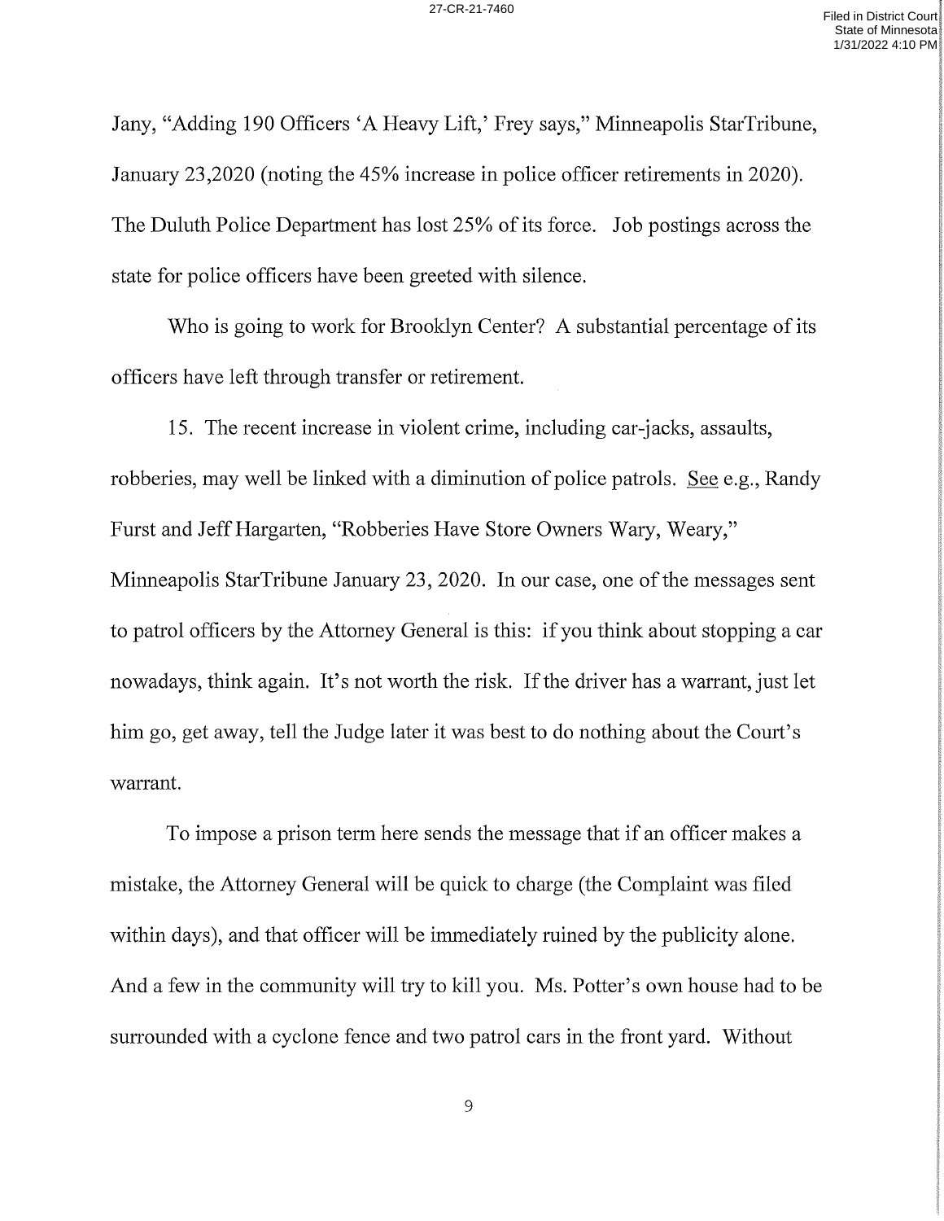Jany, "Adding 190 Officers 'A Heavy Lift,' Frey says," Minneapolis StarTribune, January 23,2020 (noting the 45% increase in police officer retirements in 2020). The Duluth Police Department has lost 25% of its force. Job postings across the state for police officers have been greeted with silence.

Who is going to work for Brooklyn Center? A substantial percentage of its officers have left through transfer or retirement.

15. The recent increase in violent crime, including car-jacks, assaults, robberies, may well be linked with a diminution of police patrols. See e.g., Randy Furst and Jeff Hargarten, "Robberies Have Store Owners Wary, Weary," Minneapolis StarTribune January 23, 2020. In our case, one of the messages sent to patrol officers by the Attorney General is this: if you think about stopping a car nowadays, think again. It's not worth the risk. If the driver has a warrant, just let him go, get away, tell the Judge later it was best to do nothing about the Court's warrant.

To impose a prison term here sends the message that if an officer makes a mistake, the Attorney General will be quick to charge (the Complaint was filed within days), and that officer will be immediately ruined by the publicity alone. And a few in the community will try to kill you. Ms. Potter's own house had to be surrounded with a cyclone fence and two patrol cars in the front yard. Without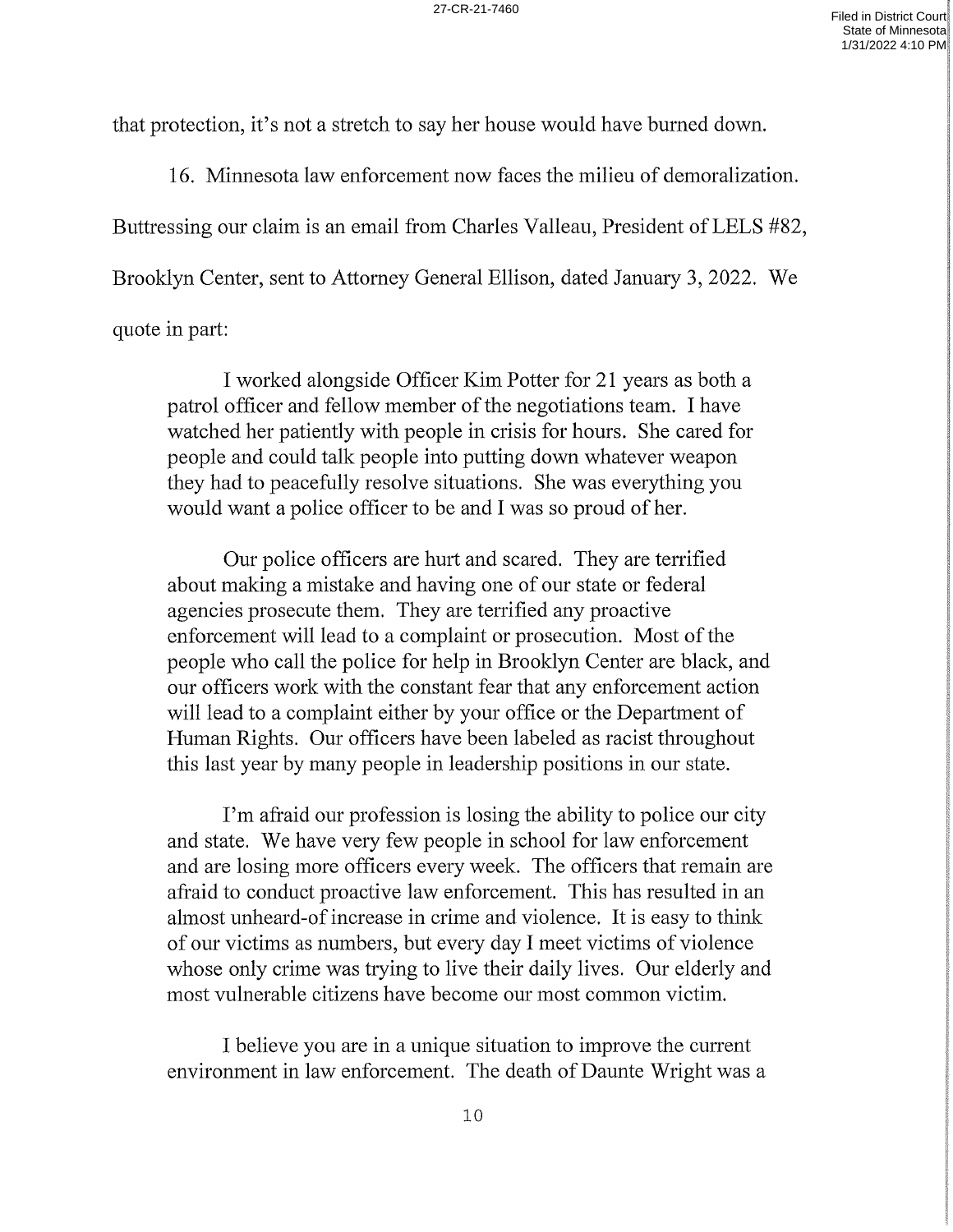that protection, it's not a stretch to say her house would have burned down.

16. Minnesota law enforcement now faces the milieu of demoralization. Buttressing our claim is an email from Charles Valleau, President of LELS #82, Brooklyn Center, sent to Attorney General Ellison, dated January 3, 2022. We quote in part:

> I worked alongside Officer Kim Potter for 21 years as both a patrol officer and fellow member of the negotiations team. I have watched her patiently with people in crisis for hours. She cared for people and could talk people into putting down whatever weapon they had to peacefully resolve situations. She was everything you would want a police officer to be and I was so proud of her.
>
> Our police officers are hurt and scared. They are terrified about making a mistake and having one of our state or federal agencies prosecute them. They are terrified any proactive enforcement will lead to a complaint or prosecution. Most of the people who call the police for help in Brooklyn Center are black, and our officers work with the constant fear that any enforcement action will lead to a complaint either by your office or the Department of Human Rights. Our officers have been labeled as racist throughout this last year by many people in leadership positions in our state.
>
> I'm afraid our profession is losing the ability to police our city and state. We have very few people in school for law enforcement and are losing more officers every week. The officers that remain are afraid to conduct proactive law enforcement. This has resulted in an almost unheard-of increase in crime and violence. It is easy to think of our victims as numbers, but every day I meet victims of violence whose only crime was trying to live their daily lives. Our elderly and most vulnerable citizens have become our most common victim.
>
> I believe you are in a unique situation to improve the current environment in law enforcement. The death of Daunte Wright was a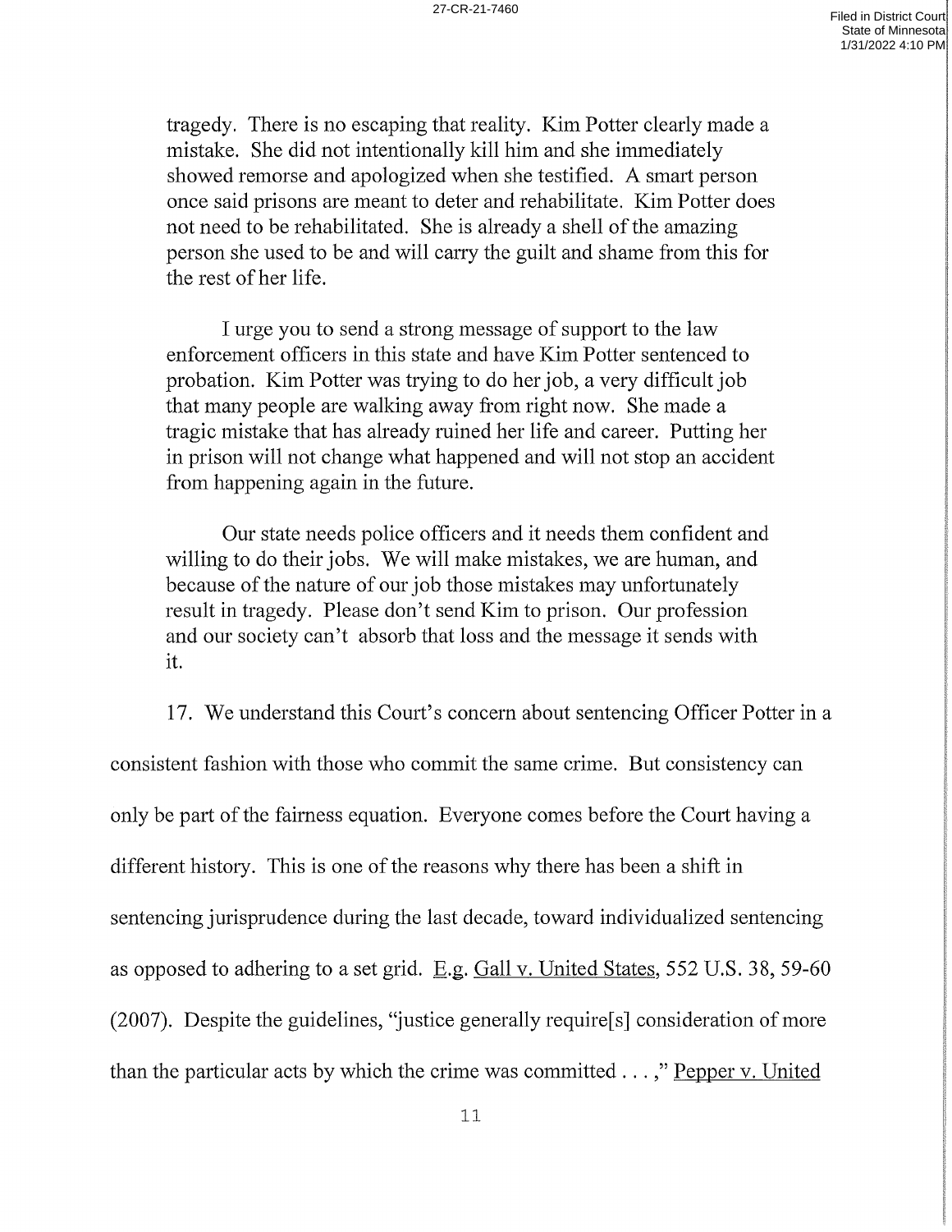> tragedy. There is no escaping that reality. Kim Potter clearly made a mistake. She did not intentionally kill him and she immediately showed remorse and apologized when she testified. A smart person once said prisons are meant to deter and rehabilitate. Kim Potter does not need to be rehabilitated. She is already a shell of the amazing person she used to be and will carry the guilt and shame from this for the rest of her life.
>
> I urge you to send a strong message of support to the law enforcement officers in this state and have Kim Potter sentenced to probation. Kim Potter was trying to do her job, a very difficult job that many people are walking away from right now. She made a tragic mistake that has already ruined her life and career. Putting her in prison will not change what happened and will not stop an accident from happening again in the future.
>
> Our state needs police officers and it needs them confident and willing to do their jobs. We will make mistakes, we are human, and because of the nature of our job those mistakes may unfortunately result in tragedy. Please don't send Kim to prison. Our profession and our society can't absorb that loss and the message it sends with it.

17. We understand this Court's concern about sentencing Officer Potter in a consistent fashion with those who commit the same crime. But consistency can only be part of the fairness equation. Everyone comes before the Court having a different history. This is one of the reasons why there has been a shift in sentencing jurisprudence during the last decade, toward individualized sentencing as opposed to adhering to a set grid. E.g. Gall v. United States, 552 U.S. 38, 59-60 (2007). Despite the guidelines, "justice generally require[s] consideration of more than the particular acts by which the crime was committed . . . ," Pepper v. United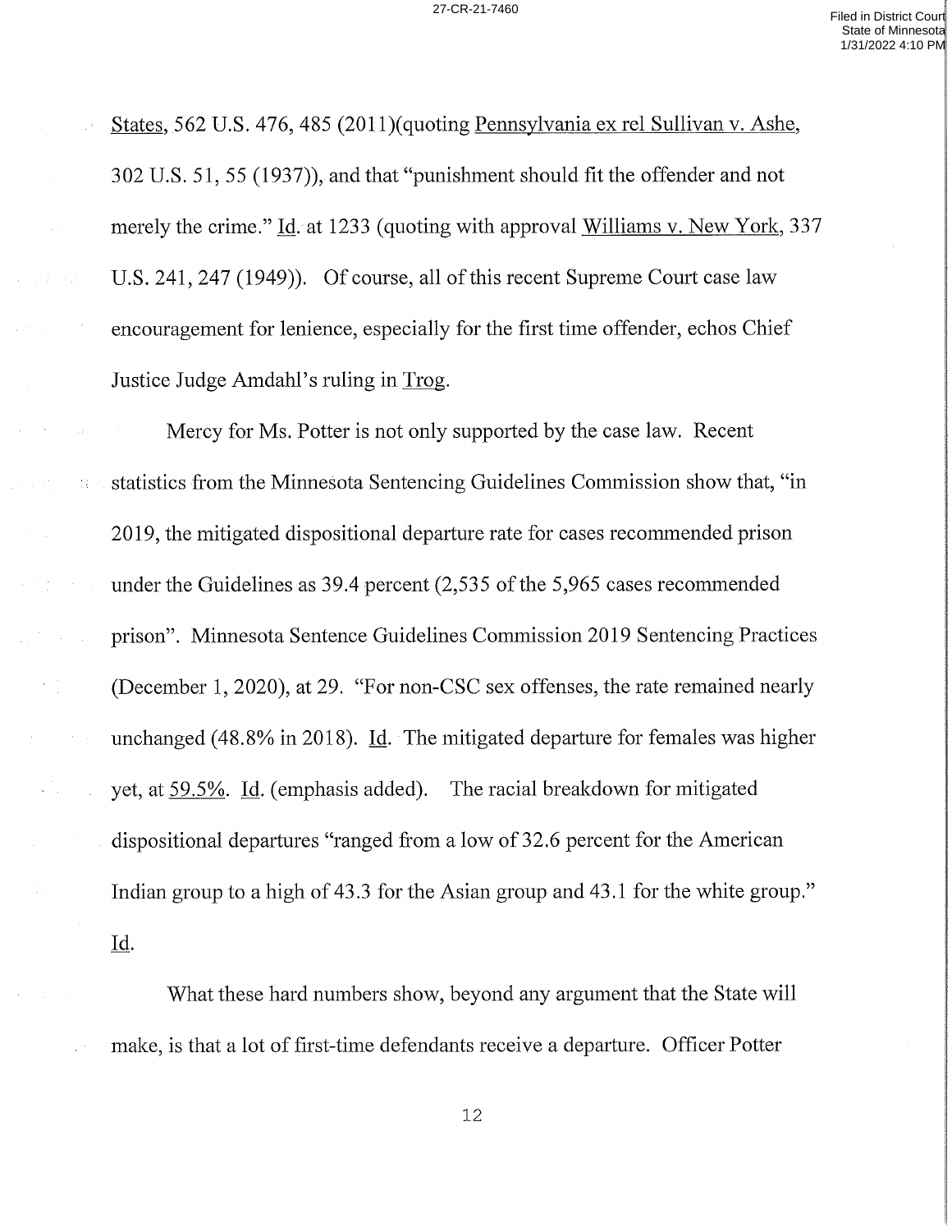States, 562 U.S. 476, 485 (2011)(quoting Pennsylvania ex rel Sullivan v. Ashe, 302 U.S. 51, 55 (1937)), and that "punishment should fit the offender and not merely the crime." Id. at 1233 (quoting with approval Williams v. New York, 337 U.S. 241, 247 (1949)). Of course, all of this recent Supreme Court case law encouragement for lenience, especially for the first time offender, echos Chief Justice Judge Amdahl's ruling in Trog.

Mercy for Ms. Potter is not only supported by the case law. Recent statistics from the Minnesota Sentencing Guidelines Commission show that, "in 2019, the mitigated dispositional departure rate for cases recommended prison under the Guidelines as 39.4 percent (2,535 of the 5,965 cases recommended prison". Minnesota Sentence Guidelines Commission 2019 Sentencing Practices (December 1, 2020), at 29. "For non-CSC sex offenses, the rate remained nearly unchanged (48.8% in 2018). Id. The mitigated departure for females was higher yet, at 59.5%. Id. (emphasis added). The racial breakdown for mitigated dispositional departures "ranged from a low of 32.6 percent for the American Indian group to a high of 43.3 for the Asian group and 43.1 for the white group." Id.

What these hard numbers show, beyond any argument that the State will make, is that a lot of first-time defendants receive a departure. Officer Potter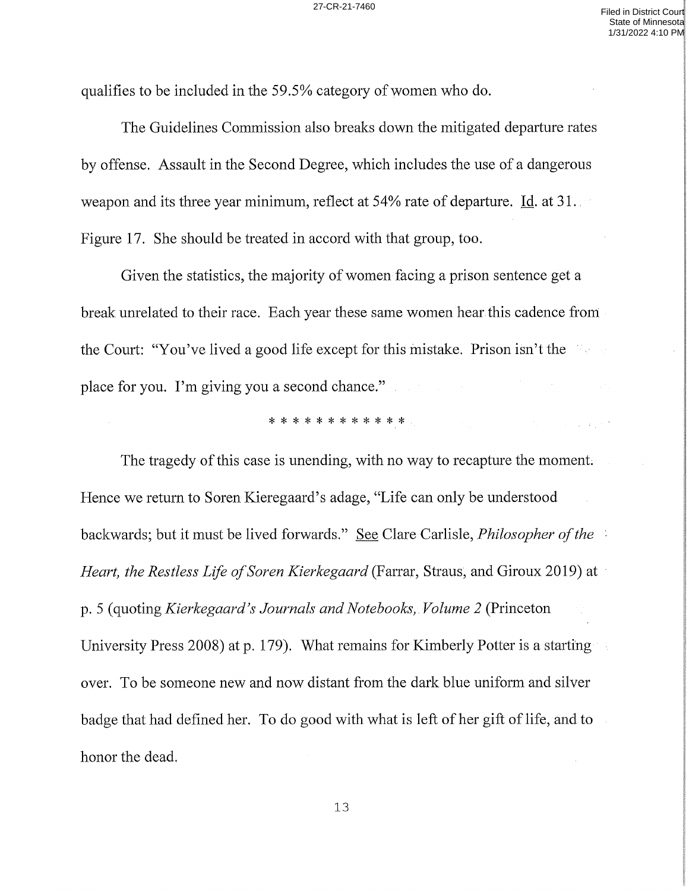qualifies to be included in the 59.5% category of women who do.

The Guidelines Commission also breaks down the mitigated departure rates by offense. Assault in the Second Degree, which includes the use of a dangerous weapon and its three year minimum, reflect at 54% rate of departure. Id. at 31. Figure 17. She should be treated in accord with that group, too.

Given the statistics, the majority of women facing a prison sentence get a break unrelated to their race. Each year these same women hear this cadence from the Court: "You've lived a good life except for this mistake. Prison isn't the place for you. I'm giving you a second chance."

\* \* \* \* \* \* \* \* \* \* \* \*

The tragedy of this case is unending, with no way to recapture the moment. Hence we return to Soren Kieregaard's adage, "Life can only be understood backwards; but it must be lived forwards." See Clare Carlisle, *Philosopher of the Heart, the Restless Life of Soren Kierkegaard* (Farrar, Straus, and Giroux 2019) at p. 5 (quoting *Kierkegaard's Journals and Notebooks, Volume 2* (Princeton University Press 2008) at p. 179). What remains for Kimberly Potter is a starting over. To be someone new and now distant from the dark blue uniform and silver badge that had defined her. To do good with what is left of her gift of life, and to honor the dead.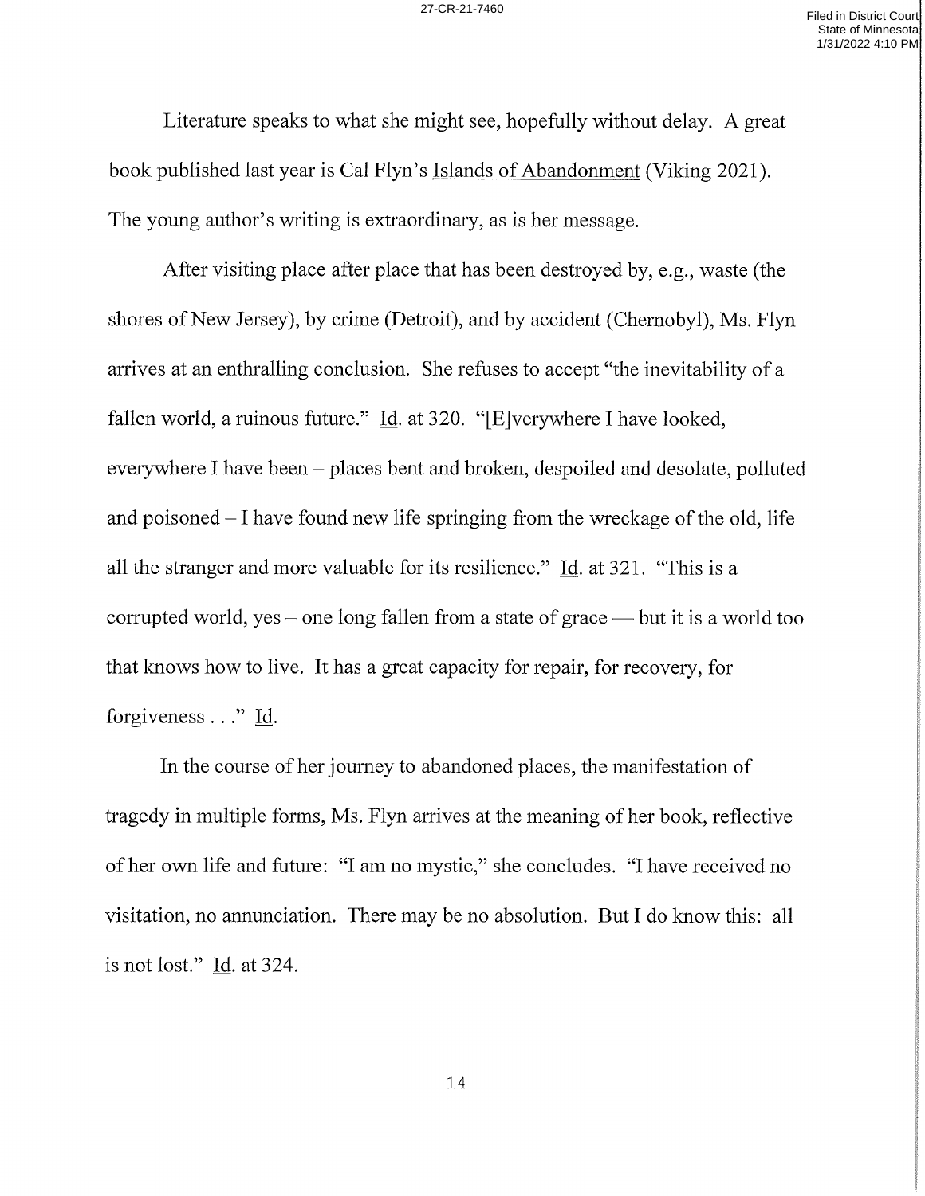Literature speaks to what she might see, hopefully without delay. A great book published last year is Cal Flyn's Islands of Abandonment (Viking 2021). The young author's writing is extraordinary, as is her message.

After visiting place after place that has been destroyed by, e.g., waste (the shores of New Jersey), by crime (Detroit), and by accident (Chernobyl), Ms. Flyn arrives at an enthralling conclusion. She refuses to accept "the inevitability of a fallen world, a ruinous future." Id. at 320. "[E]verywhere I have looked, everywhere I have been – places bent and broken, despoiled and desolate, polluted and poisoned – I have found new life springing from the wreckage of the old, life all the stranger and more valuable for its resilience." Id. at 321. "This is a corrupted world, yes – one long fallen from a state of grace — but it is a world too that knows how to live. It has a great capacity for repair, for recovery, for forgiveness . . ." Id.

In the course of her journey to abandoned places, the manifestation of tragedy in multiple forms, Ms. Flyn arrives at the meaning of her book, reflective of her own life and future: "I am no mystic," she concludes. "I have received no visitation, no annunciation. There may be no absolution. But I do know this: all is not lost." Id. at 324.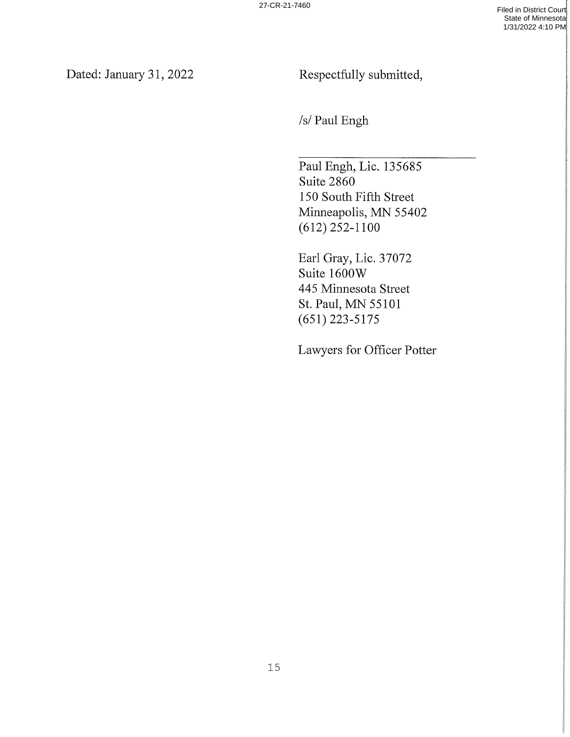Dated: January 31, 2022

Respectfully submitted,

/s/ Paul Engh

Paul Engh, Lic. 135685
Suite 2860
150 South Fifth Street
Minneapolis, MN 55402
(612) 252-1100

Earl Gray, Lic. 37072
Suite 1600W
445 Minnesota Street
St. Paul, MN 55101
(651) 223-5175

Lawyers for Officer Potter